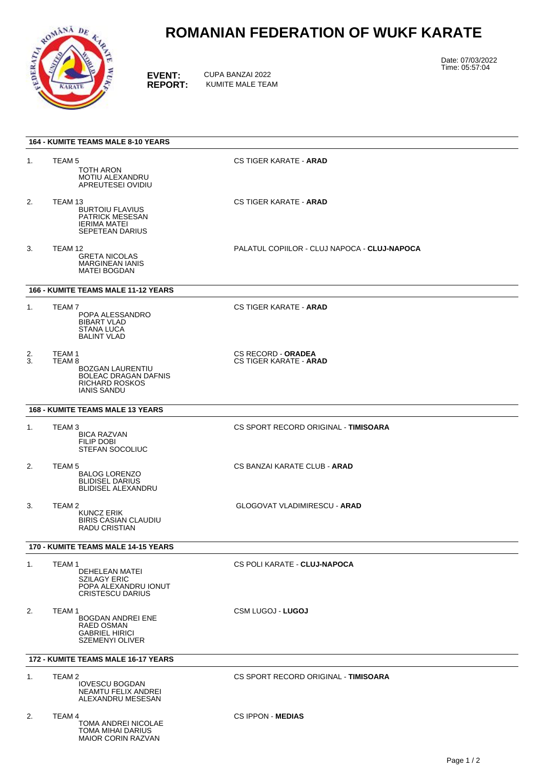# ROMANIAN FEDERATION OF WUKF KARATE

**EVENT:** CUPA BANZAI 2022
**REPORT:** KUMITE MALE TEAM

Date: 07/03/2022
Time: 05:57:04

### 164 - KUMITE TEAMS MALE 8-10 YEARS

1. TEAM 5 — CS TIGER KARATE - **ARAD**
   - TOTH ARON
   - MOTIU ALEXANDRU
   - APREUTESEI OVIDIU

2. TEAM 13 — CS TIGER KARATE - **ARAD**
   - BURTOIU FLAVIUS
   - PATRICK MESESAN
   - IERIMA MATEI
   - SEPETEAN DARIUS

3. TEAM 12 — PALATUL COPIILOR - CLUJ NAPOCA - **CLUJ-NAPOCA**
   - GRETA NICOLAS
   - MARGINEAN IANIS
   - MATEI BOGDAN

### 166 - KUMITE TEAMS MALE 11-12 YEARS

1. TEAM 7 — CS TIGER KARATE - **ARAD**
   - POPA ALESSANDRO
   - BIBART VLAD
   - STANA LUCA
   - BALINT VLAD

2. TEAM 1 — CS RECORD - **ORADEA**

3. TEAM 8 — CS TIGER KARATE - **ARAD**
   - BOZGAN LAURENTIU
   - BOLEAC DRAGAN DAFNIS
   - RICHARD ROSKOS
   - IANIS SANDU

### 168 - KUMITE TEAMS MALE 13 YEARS

1. TEAM 3 — CS SPORT RECORD ORIGINAL - **TIMISOARA**
   - BICA RAZVAN
   - FILIP DOBI
   - STEFAN SOCOLIUC

2. TEAM 5 — CS BANZAI KARATE CLUB - **ARAD**
   - BALOG LORENZO
   - BLIDISEL DARIUS
   - BLIDISEL ALEXANDRU

3. TEAM 2 — GLOGOVAT VLADIMIRESCU - **ARAD**
   - KUNCZ ERIK
   - BIRIS CASIAN CLAUDIU
   - RADU CRISTIAN

### 170 - KUMITE TEAMS MALE 14-15 YEARS

1. TEAM 1 — CS POLI KARATE - **CLUJ-NAPOCA**
   - DEHELEAN MATEI
   - SZILAGY ERIC
   - POPA ALEXANDRU IONUT
   - CRISTESCU DARIUS

2. TEAM 1 — CSM LUGOJ - **LUGOJ**
   - BOGDAN ANDREI ENE
   - RAED OSMAN
   - GABRIEL HIRICI
   - SZEMENYI OLIVER

### 172 - KUMITE TEAMS MALE 16-17 YEARS

1. TEAM 2 — CS SPORT RECORD ORIGINAL - **TIMISOARA**
   - IOVESCU BOGDAN
   - NEAMTU FELIX ANDREI
   - ALEXANDRU MESESAN

2. TEAM 4 — CS IPPON - **MEDIAS**
   - TOMA ANDREI NICOLAE
   - TOMA MIHAI DARIUS
   - MAIOR CORIN RAZVAN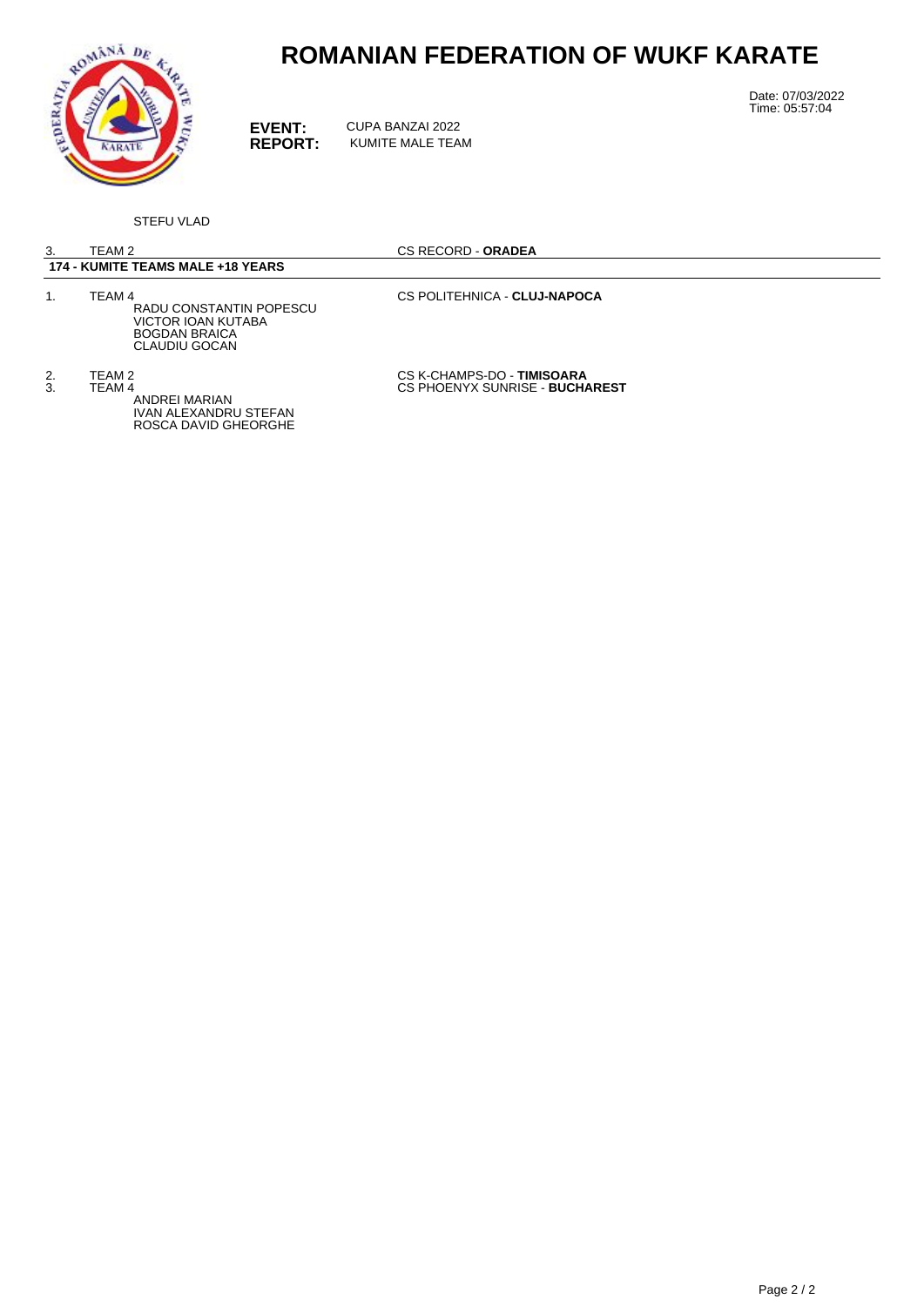# ROMANIAN FEDERATION OF WUKF KARATE

Date: 07/03/2022
Time: 05:57:04

**EVENT:** CUPA BANZAI 2022
**REPORT:** KUMITE MALE TEAM

STEFU VLAD

3. TEAM 2 — CS RECORD - **ORADEA**

### 174 - KUMITE TEAMS MALE +18 YEARS

1. TEAM 4 — CS POLITEHNICA - **CLUJ-NAPOCA**
   - RADU CONSTANTIN POPESCU
   - VICTOR IOAN KUTABA
   - BOGDAN BRAICA
   - CLAUDIU GOCAN

2. TEAM 2 — CS K-CHAMPS-DO - **TIMISOARA**

3. TEAM 4 — CS PHOENYX SUNRISE - **BUCHAREST**
   - ANDREI MARIAN
   - IVAN ALEXANDRU STEFAN
   - ROSCA DAVID GHEORGHE